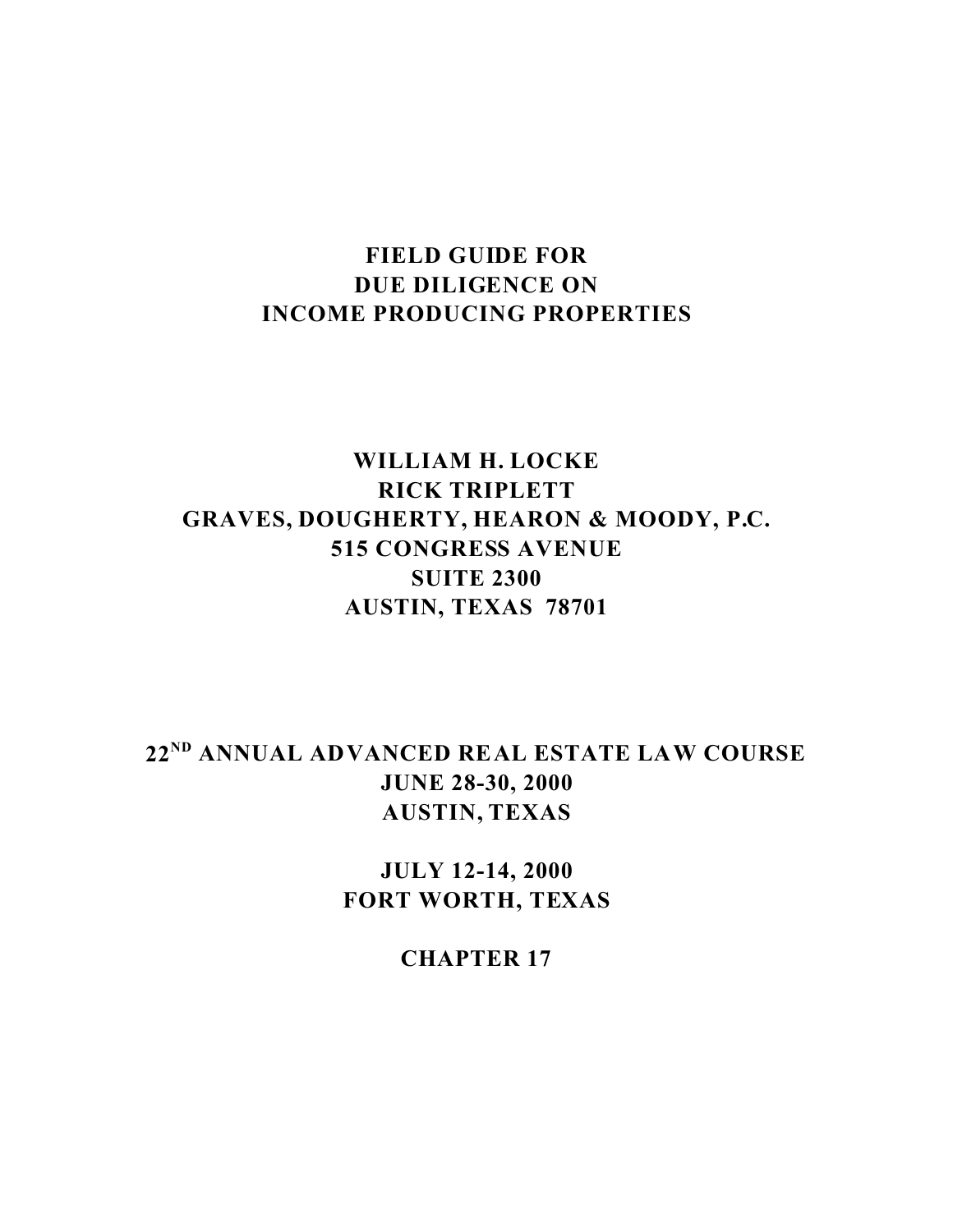# FIELD GUIDE FOR DUE DILIGENCE ON INCOME PRODUCING PROPERTIES

**WILLIAM H. LOCKE**
**RICK TRIPLETT**
**GRAVES, DOUGHERTY, HEARON & MOODY, P.C.**
**515 CONGRESS AVENUE**
**SUITE 2300**
**AUSTIN, TEXAS 78701**

**22ND ANNUAL ADVANCED REAL ESTATE LAW COURSE**
**JUNE 28-30, 2000**
**AUSTIN, TEXAS**

**JULY 12-14, 2000**
**FORT WORTH, TEXAS**

**CHAPTER 17**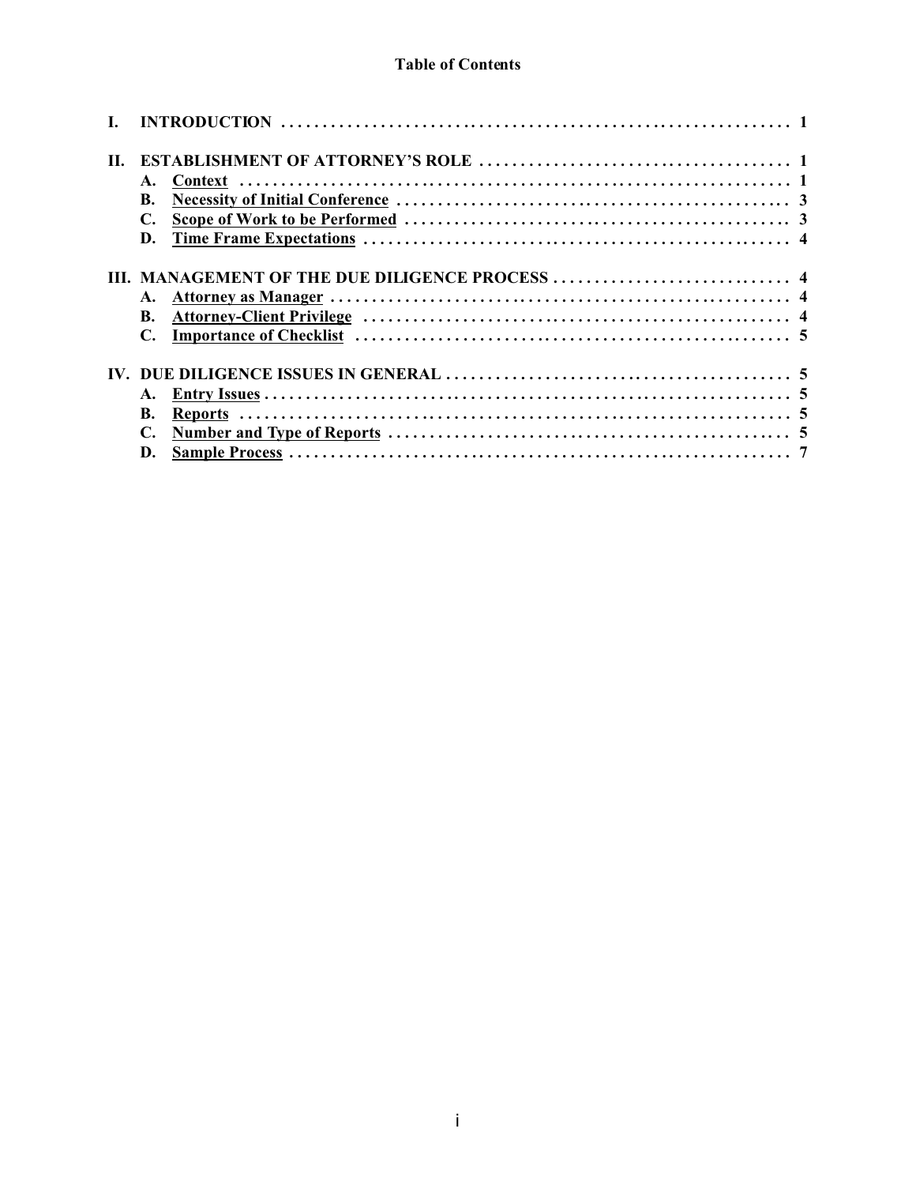**Table of Contents**

| | | |
|---|---|---|
| **I.** | **INTRODUCTION** | **1** |
| **II.** | **ESTABLISHMENT OF ATTORNEY'S ROLE** | **1** |
| | **A. Context** | **1** |
| | **B. Necessity of Initial Conference** | **3** |
| | **C. Scope of Work to be Performed** | **3** |
| | **D. Time Frame Expectations** | **4** |
| **III.** | **MANAGEMENT OF THE DUE DILIGENCE PROCESS** | **4** |
| | **A. Attorney as Manager** | **4** |
| | **B. Attorney-Client Privilege** | **4** |
| | **C. Importance of Checklist** | **5** |
| **IV.** | **DUE DILIGENCE ISSUES IN GENERAL** | **5** |
| | **A. Entry Issues** | **5** |
| | **B. Reports** | **5** |
| | **C. Number and Type of Reports** | **5** |
| | **D. Sample Process** | **7** |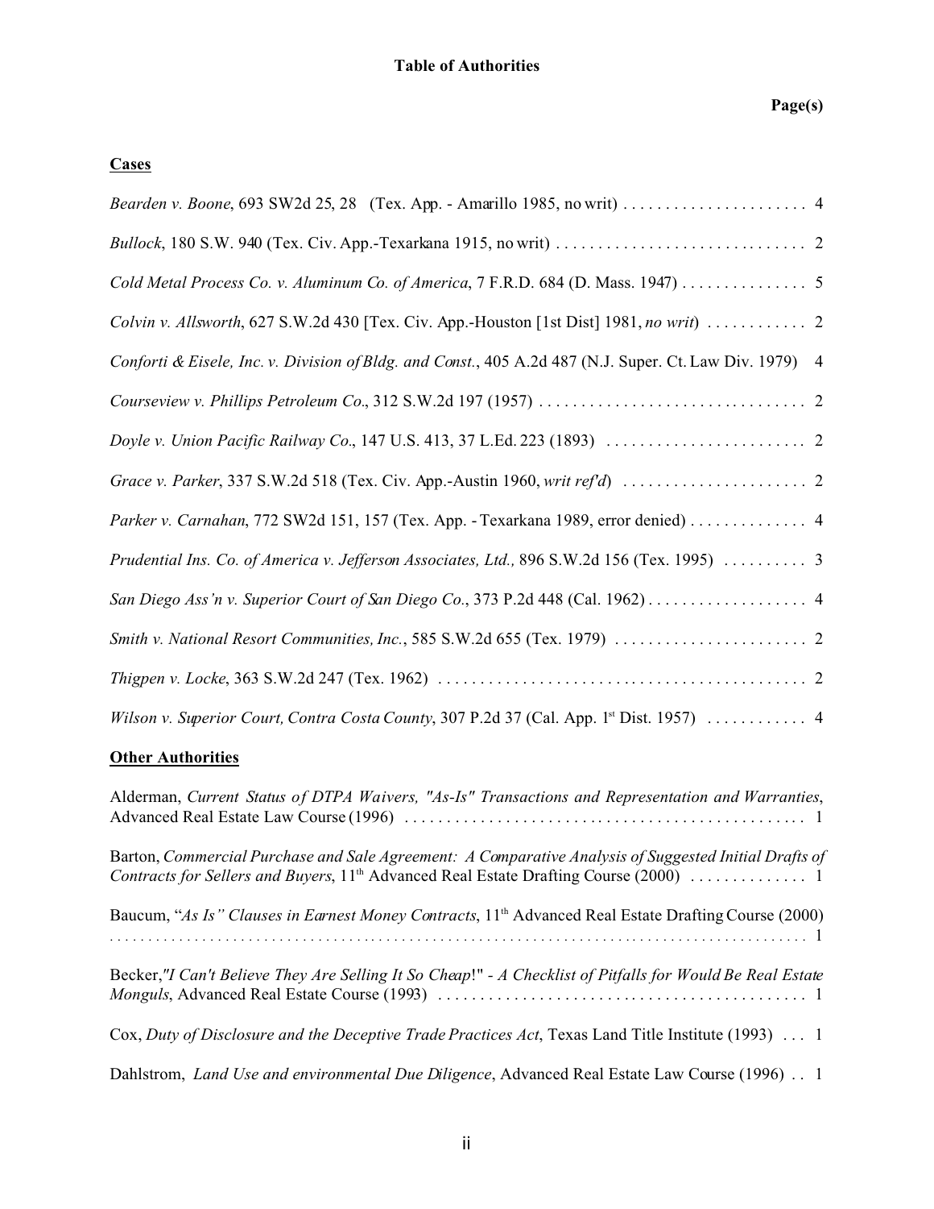**Table of Authorities**

**Page(s)**

**Cases**

*Bearden v. Boone*, 693 SW2d 25, 28 (Tex. App. - Amarillo 1985, no writ) . . . . . . . . . . . . . . . . . . . . . . 4

*Bullock*, 180 S.W. 940 (Tex. Civ. App.-Texarkana 1915, no writ) . . . . . . . . . . . . . . . . . . . . . . . . . . . . . . 2

*Cold Metal Process Co. v. Aluminum Co. of America*, 7 F.R.D. 684 (D. Mass. 1947) . . . . . . . . . . . . . . . 5

*Colvin v. Allsworth*, 627 S.W.2d 430 [Tex. Civ. App.-Houston [1st Dist] 1981, *no writ*) . . . . . . . . . . . . 2

*Conforti & Eisele, Inc. v. Division of Bldg. and Const.*, 405 A.2d 487 (N.J. Super. Ct. Law Div. 1979) 4

*Courseview v. Phillips Petroleum Co.*, 312 S.W.2d 197 (1957) . . . . . . . . . . . . . . . . . . . . . . . . . . . . . . . . 2

*Doyle v. Union Pacific Railway Co.*, 147 U.S. 413, 37 L.Ed. 223 (1893) . . . . . . . . . . . . . . . . . . . . . . . . 2

*Grace v. Parker*, 337 S.W.2d 518 (Tex. Civ. App.-Austin 1960, *writ ref'd*) . . . . . . . . . . . . . . . . . . . . . . 2

*Parker v. Carnahan*, 772 SW2d 151, 157 (Tex. App. - Texarkana 1989, error denied) . . . . . . . . . . . . . . 4

*Prudential Ins. Co. of America v. Jefferson Associates, Ltd.,* 896 S.W.2d 156 (Tex. 1995) . . . . . . . . . . 3

*San Diego Ass'n v. Superior Court of San Diego Co.*, 373 P.2d 448 (Cal. 1962) . . . . . . . . . . . . . . . . . . . 4

*Smith v. National Resort Communities, Inc.*, 585 S.W.2d 655 (Tex. 1979) . . . . . . . . . . . . . . . . . . . . . . . 2

*Thigpen v. Locke*, 363 S.W.2d 247 (Tex. 1962) . . . . . . . . . . . . . . . . . . . . . . . . . . . . . . . . . . . . . . . . . . . . 2

*Wilson v. Superior Court, Contra Costa County*, 307 P.2d 37 (Cal. App. 1st Dist. 1957) . . . . . . . . . . . . 4

**Other Authorities**

Alderman, *Current Status of DTPA Waivers, "As-Is" Transactions and Representation and Warranties*, Advanced Real Estate Law Course (1996) . . . . . . . . . . . . . . . . . . . . . . . . . . . . . . . . . . . . . . . . . . . . . . . 1

Barton, *Commercial Purchase and Sale Agreement: A Comparative Analysis of Suggested Initial Drafts of Contracts for Sellers and Buyers*, 11th Advanced Real Estate Drafting Course (2000) . . . . . . . . . . . . . . 1

Baucum, "*As Is" Clauses in Earnest Money Contracts*, 11th Advanced Real Estate Drafting Course (2000) . . . . . . . . . . . . . . . . . . . . . . . . . . . . . . . . . . . . . . . . . . . . . . . . . . . . . . . . . . . . . . . . . . . . . . . . . . . . . . . 1

Becker,*"I Can't Believe They Are Selling It So Cheap*!" - *A Checklist of Pitfalls for Would Be Real Estate Monguls*, Advanced Real Estate Course (1993) . . . . . . . . . . . . . . . . . . . . . . . . . . . . . . . . . . . . . . . . . . . 1

Cox, *Duty of Disclosure and the Deceptive Trade Practices Act*, Texas Land Title Institute (1993) . . . 1

Dahlstrom, *Land Use and environmental Due Diligence*, Advanced Real Estate Law Course (1996) . . 1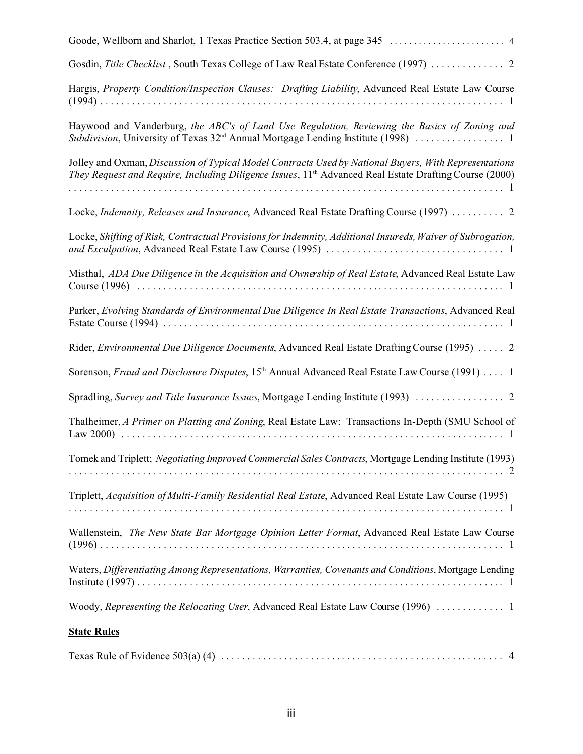Goode, Wellborn and Sharlot, 1 Texas Practice Section 503.4, at page 345 . . . . . . . . . . . . . . . . . . . . . . . . 4

Gosdin, *Title Checklist* , South Texas College of Law Real Estate Conference (1997) . . . . . . . . . . . . . 2

Hargis, *Property Condition/Inspection Clauses: Drafting Liability*, Advanced Real Estate Law Course (1994) . . . . . . . . . . . . . . . . . . . . . . . . . . . . . . . . . . . . . . . . . . . . . . . . . . . . . . . . . . . . . . . . . . . . . . . . . . . 1

Haywood and Vanderburg, *the ABC's of Land Use Regulation, Reviewing the Basics of Zoning and Subdivision*, University of Texas 32nd Annual Mortgage Lending Institute (1998) . . . . . . . . . . . . . . . . . 1

Jolley and Oxman, *Discussion of Typical Model Contracts Used by National Buyers, With Representations They Request and Require, Including Diligence Issues*, 11th Advanced Real Estate Drafting Course (2000) . . . . . . . . . . . . . . . . . . . . . . . . . . . . . . . . . . . . . . . . . . . . . . . . . . . . . . . . . . . . . . . . . . . . . . . . . . . . . . . 1

Locke, *Indemnity, Releases and Insurance*, Advanced Real Estate Drafting Course (1997) . . . . . . . . . . 2

Locke, *Shifting of Risk, Contractual Provisions for Indemnity, Additional Insureds, Waiver of Subrogation, and Exculpation*, Advanced Real Estate Law Course (1995) . . . . . . . . . . . . . . . . . . . . . . . . . . . . . . . . . 1

Misthal, *ADA Due Diligence in the Acquisition and Ownership of Real Estate*, Advanced Real Estate Law Course (1996) . . . . . . . . . . . . . . . . . . . . . . . . . . . . . . . . . . . . . . . . . . . . . . . . . . . . . . . . . . . . . . . . . . . . . 1

Parker, *Evolving Standards of Environmental Due Diligence In Real Estate Transactions*, Advanced Real Estate Course (1994) . . . . . . . . . . . . . . . . . . . . . . . . . . . . . . . . . . . . . . . . . . . . . . . . . . . . . . . . . . . . . . . . 1

Rider, *Environmental Due Diligence Documents*, Advanced Real Estate Drafting Course (1995) . . . . . 2

Sorenson, *Fraud and Disclosure Disputes*, 15th Annual Advanced Real Estate Law Course (1991) . . . . 1

Spradling, *Survey and Title Insurance Issues*, Mortgage Lending Institute (1993) . . . . . . . . . . . . . . . . . 2

Thalheimer, *A Primer on Platting and Zoning*, Real Estate Law: Transactions In-Depth (SMU School of Law 2000) . . . . . . . . . . . . . . . . . . . . . . . . . . . . . . . . . . . . . . . . . . . . . . . . . . . . . . . . . . . . . . . . . . . . . . . . . 1

Tomek and Triplett; *Negotiating Improved Commercial Sales Contracts*, Mortgage Lending Institute (1993) . . . . . . . . . . . . . . . . . . . . . . . . . . . . . . . . . . . . . . . . . . . . . . . . . . . . . . . . . . . . . . . . . . . . . . . . . . . . . . . 2

Triplett, *Acquisition of Multi-Family Residential Real Estate*, Advanced Real Estate Law Course (1995) . . . . . . . . . . . . . . . . . . . . . . . . . . . . . . . . . . . . . . . . . . . . . . . . . . . . . . . . . . . . . . . . . . . . . . . . . . . . . . . 1

Wallenstein, *The New State Bar Mortgage Opinion Letter Format*, Advanced Real Estate Law Course (1996) . . . . . . . . . . . . . . . . . . . . . . . . . . . . . . . . . . . . . . . . . . . . . . . . . . . . . . . . . . . . . . . . . . . . . . . . . . . 1

Waters, *Differentiating Among Representations, Warranties, Covenants and Conditions*, Mortgage Lending Institute (1997) . . . . . . . . . . . . . . . . . . . . . . . . . . . . . . . . . . . . . . . . . . . . . . . . . . . . . . . . . . . . . . . . . . . . 1

Woody, *Representing the Relocating User*, Advanced Real Estate Law Course (1996) . . . . . . . . . . . . . 1

**State Rules**

Texas Rule of Evidence 503(a) (4) . . . . . . . . . . . . . . . . . . . . . . . . . . . . . . . . . . . . . . . . . . . . . . . . . . . . . . 4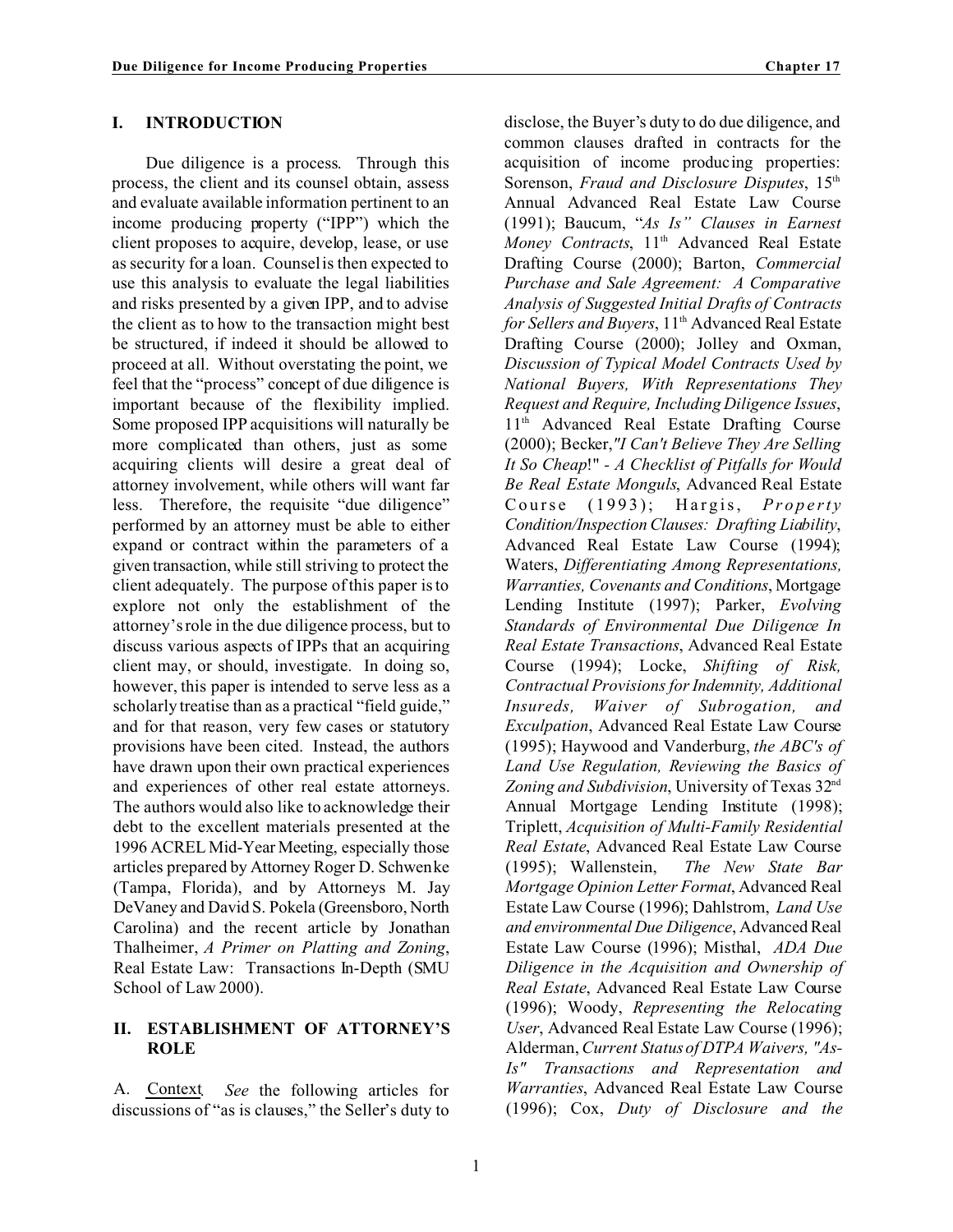## I. INTRODUCTION

Due diligence is a process. Through this process, the client and its counsel obtain, assess and evaluate available information pertinent to an income producing property ("IPP") which the client proposes to acquire, develop, lease, or use as security for a loan. Counsel is then expected to use this analysis to evaluate the legal liabilities and risks presented by a given IPP, and to advise the client as to how to the transaction might best be structured, if indeed it should be allowed to proceed at all. Without overstating the point, we feel that the "process" concept of due diligence is important because of the flexibility implied. Some proposed IPP acquisitions will naturally be more complicated than others, just as some acquiring clients will desire a great deal of attorney involvement, while others will want far less. Therefore, the requisite "due diligence" performed by an attorney must be able to either expand or contract within the parameters of a given transaction, while still striving to protect the client adequately. The purpose of this paper is to explore not only the establishment of the attorney's role in the due diligence process, but to discuss various aspects of IPPs that an acquiring client may, or should, investigate. In doing so, however, this paper is intended to serve less as a scholarly treatise than as a practical "field guide," and for that reason, very few cases or statutory provisions have been cited. Instead, the authors have drawn upon their own practical experiences and experiences of other real estate attorneys. The authors would also like to acknowledge their debt to the excellent materials presented at the 1996 ACREL Mid-Year Meeting, especially those articles prepared by Attorney Roger D. Schwenke (Tampa, Florida), and by Attorneys M. Jay DeVaney and David S. Pokela (Greensboro, North Carolina) and the recent article by Jonathan Thalheimer, *A Primer on Platting and Zoning*, Real Estate Law: Transactions In-Depth (SMU School of Law 2000).

## II. ESTABLISHMENT OF ATTORNEY'S ROLE

A. Context. *See* the following articles for discussions of "as is clauses," the Seller's duty to disclose, the Buyer's duty to do due diligence, and common clauses drafted in contracts for the acquisition of income producing properties: Sorenson, *Fraud and Disclosure Disputes*, 15th Annual Advanced Real Estate Law Course (1991); Baucum, "*As Is" Clauses in Earnest Money Contracts*, 11th Advanced Real Estate Drafting Course (2000); Barton, *Commercial Purchase and Sale Agreement: A Comparative Analysis of Suggested Initial Drafts of Contracts for Sellers and Buyers*, 11th Advanced Real Estate Drafting Course (2000); Jolley and Oxman, *Discussion of Typical Model Contracts Used by National Buyers, With Representations They Request and Require, Including Diligence Issues*, 11th Advanced Real Estate Drafting Course (2000); Becker, *"I Can't Believe They Are Selling It So Cheap!" - A Checklist of Pitfalls for Would Be Real Estate Monguls*, Advanced Real Estate Course (1993); Hargis, *Property Condition/Inspection Clauses: Drafting Liability*, Advanced Real Estate Law Course (1994); Waters, *Differentiating Among Representations, Warranties, Covenants and Conditions*, Mortgage Lending Institute (1997); Parker, *Evolving Standards of Environmental Due Diligence In Real Estate Transactions*, Advanced Real Estate Course (1994); Locke, *Shifting of Risk, Contractual Provisions for Indemnity, Additional Insureds, Waiver of Subrogation, and Exculpation*, Advanced Real Estate Law Course (1995); Haywood and Vanderburg, *the ABC's of Land Use Regulation, Reviewing the Basics of Zoning and Subdivision*, University of Texas 32nd Annual Mortgage Lending Institute (1998); Triplett, *Acquisition of Multi-Family Residential Real Estate*, Advanced Real Estate Law Course (1995); Wallenstein, *The New State Bar Mortgage Opinion Letter Format*, Advanced Real Estate Law Course (1996); Dahlstrom, *Land Use and environmental Due Diligence*, Advanced Real Estate Law Course (1996); Misthal, *ADA Due Diligence in the Acquisition and Ownership of Real Estate*, Advanced Real Estate Law Course (1996); Woody, *Representing the Relocating User*, Advanced Real Estate Law Course (1996); Alderman, *Current Status of DTPA Waivers, "As-Is" Transactions and Representation and Warranties*, Advanced Real Estate Law Course (1996); Cox, *Duty of Disclosure and the*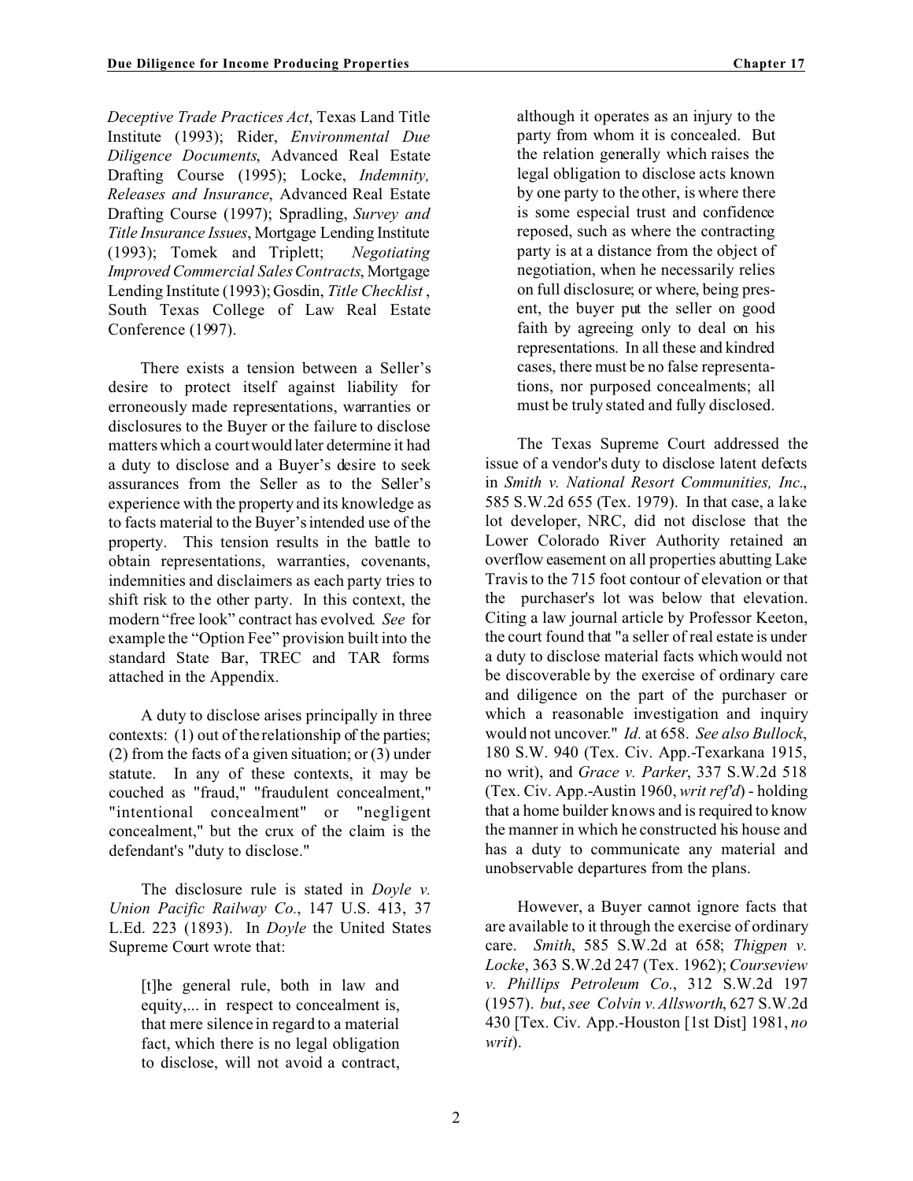*Deceptive Trade Practices Act*, Texas Land Title Institute (1993); Rider, *Environmental Due Diligence Documents*, Advanced Real Estate Drafting Course (1995); Locke, *Indemnity, Releases and Insurance*, Advanced Real Estate Drafting Course (1997); Spradling, *Survey and Title Insurance Issues*, Mortgage Lending Institute (1993); Tomek and Triplett; *Negotiating Improved Commercial Sales Contracts*, Mortgage Lending Institute (1993); Gosdin, *Title Checklist*, South Texas College of Law Real Estate Conference (1997).

There exists a tension between a Seller's desire to protect itself against liability for erroneously made representations, warranties or disclosures to the Buyer or the failure to disclose matters which a court would later determine it had a duty to disclose and a Buyer's desire to seek assurances from the Seller as to the Seller's experience with the property and its knowledge as to facts material to the Buyer's intended use of the property. This tension results in the battle to obtain representations, warranties, covenants, indemnities and disclaimers as each party tries to shift risk to the other party. In this context, the modern "free look" contract has evolved. *See* for example the "Option Fee" provision built into the standard State Bar, TREC and TAR forms attached in the Appendix.

A duty to disclose arises principally in three contexts: (1) out of the relationship of the parties; (2) from the facts of a given situation; or (3) under statute. In any of these contexts, it may be couched as "fraud," "fraudulent concealment," "intentional concealment" or "negligent concealment," but the crux of the claim is the defendant's "duty to disclose."

The disclosure rule is stated in *Doyle v. Union Pacific Railway Co.*, 147 U.S. 413, 37 L.Ed. 223 (1893). In *Doyle* the United States Supreme Court wrote that:

> [t]he general rule, both in law and equity,... in respect to concealment is, that mere silence in regard to a material fact, which there is no legal obligation to disclose, will not avoid a contract, although it operates as an injury to the party from whom it is concealed. But the relation generally which raises the legal obligation to disclose acts known by one party to the other, is where there is some especial trust and confidence reposed, such as where the contracting party is at a distance from the object of negotiation, when he necessarily relies on full disclosure; or where, being present, the buyer put the seller on good faith by agreeing only to deal on his representations. In all these and kindred cases, there must be no false representations, nor purposed concealments; all must be truly stated and fully disclosed.

The Texas Supreme Court addressed the issue of a vendor's duty to disclose latent defects in *Smith v. National Resort Communities, Inc.*, 585 S.W.2d 655 (Tex. 1979). In that case, a lake lot developer, NRC, did not disclose that the Lower Colorado River Authority retained an overflow easement on all properties abutting Lake Travis to the 715 foot contour of elevation or that the purchaser's lot was below that elevation. Citing a law journal article by Professor Keeton, the court found that "a seller of real estate is under a duty to disclose material facts which would not be discoverable by the exercise of ordinary care and diligence on the part of the purchaser or which a reasonable investigation and inquiry would not uncover." *Id.* at 658. *See also Bullock*, 180 S.W. 940 (Tex. Civ. App.-Texarkana 1915, no writ), and *Grace v. Parker*, 337 S.W.2d 518 (Tex. Civ. App.-Austin 1960, *writ ref'd*) - holding that a home builder knows and is required to know the manner in which he constructed his house and has a duty to communicate any material and unobservable departures from the plans.

However, a Buyer cannot ignore facts that are available to it through the exercise of ordinary care. *Smith*, 585 S.W.2d at 658; *Thigpen v. Locke*, 363 S.W.2d 247 (Tex. 1962); *Courseview v. Phillips Petroleum Co.*, 312 S.W.2d 197 (1957). *but*, *see Colvin v. Allsworth*, 627 S.W.2d 430 [Tex. Civ. App.-Houston [1st Dist] 1981, *no writ*).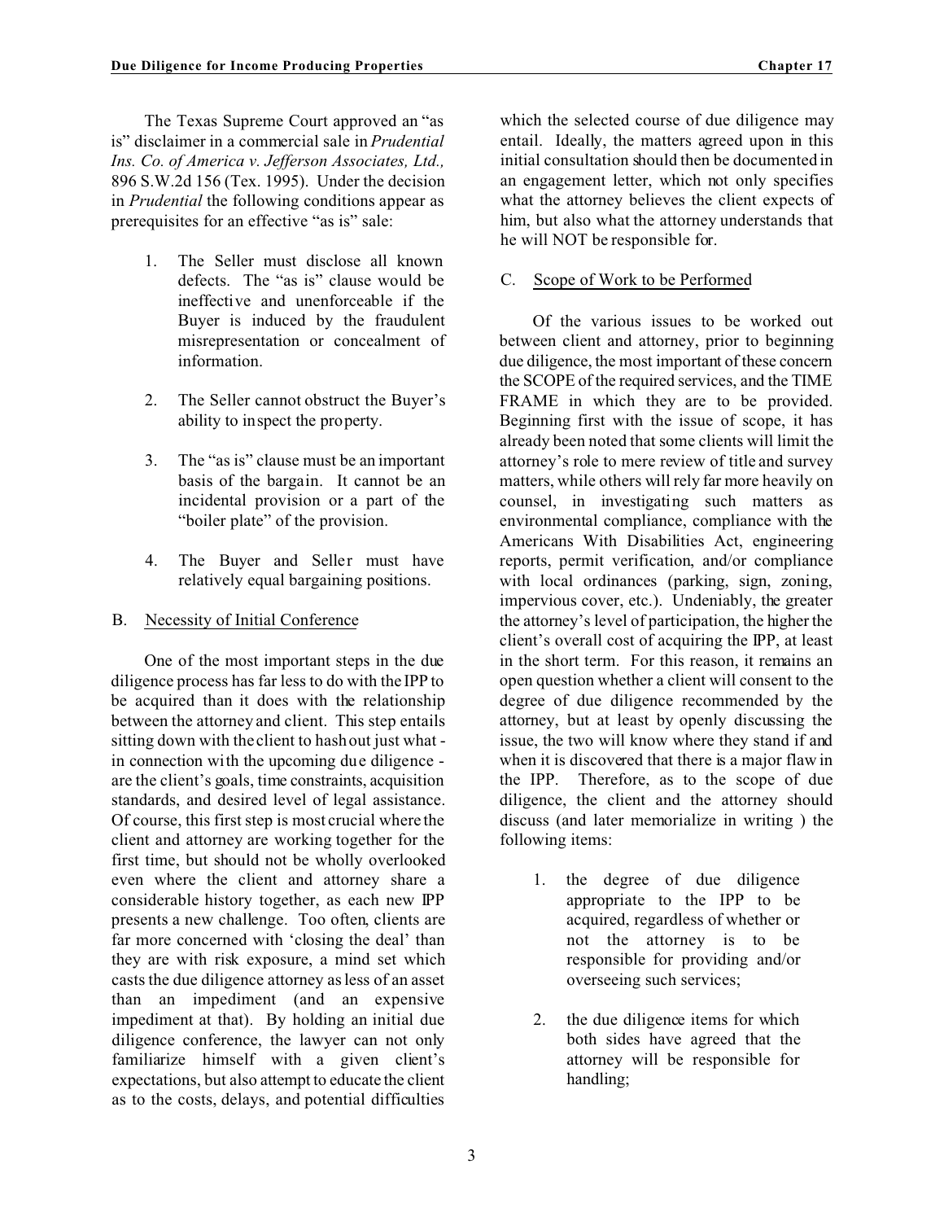The Texas Supreme Court approved an "as is" disclaimer in a commercial sale in *Prudential Ins. Co. of America v. Jefferson Associates, Ltd.,* 896 S.W.2d 156 (Tex. 1995). Under the decision in *Prudential* the following conditions appear as prerequisites for an effective "as is" sale:

1. The Seller must disclose all known defects. The "as is" clause would be ineffective and unenforceable if the Buyer is induced by the fraudulent misrepresentation or concealment of information.

2. The Seller cannot obstruct the Buyer's ability to inspect the property.

3. The "as is" clause must be an important basis of the bargain. It cannot be an incidental provision or a part of the "boiler plate" of the provision.

4. The Buyer and Seller must have relatively equal bargaining positions.

### B. Necessity of Initial Conference

One of the most important steps in the due diligence process has far less to do with the IPP to be acquired than it does with the relationship between the attorney and client. This step entails sitting down with the client to hash out just what - in connection with the upcoming due diligence - are the client's goals, time constraints, acquisition standards, and desired level of legal assistance. Of course, this first step is most crucial where the client and attorney are working together for the first time, but should not be wholly overlooked even where the client and attorney share a considerable history together, as each new IPP presents a new challenge. Too often, clients are far more concerned with 'closing the deal' than they are with risk exposure, a mind set which casts the due diligence attorney as less of an asset than an impediment (and an expensive impediment at that). By holding an initial due diligence conference, the lawyer can not only familiarize himself with a given client's expectations, but also attempt to educate the client as to the costs, delays, and potential difficulties which the selected course of due diligence may entail. Ideally, the matters agreed upon in this initial consultation should then be documented in an engagement letter, which not only specifies what the attorney believes the client expects of him, but also what the attorney understands that he will NOT be responsible for.

### C. Scope of Work to be Performed

Of the various issues to be worked out between client and attorney, prior to beginning due diligence, the most important of these concern the SCOPE of the required services, and the TIME FRAME in which they are to be provided. Beginning first with the issue of scope, it has already been noted that some clients will limit the attorney's role to mere review of title and survey matters, while others will rely far more heavily on counsel, in investigating such matters as environmental compliance, compliance with the Americans With Disabilities Act, engineering reports, permit verification, and/or compliance with local ordinances (parking, sign, zoning, impervious cover, etc.). Undeniably, the greater the attorney's level of participation, the higher the client's overall cost of acquiring the IPP, at least in the short term. For this reason, it remains an open question whether a client will consent to the degree of due diligence recommended by the attorney, but at least by openly discussing the issue, the two will know where they stand if and when it is discovered that there is a major flaw in the IPP. Therefore, as to the scope of due diligence, the client and the attorney should discuss (and later memorialize in writing ) the following items:

1. the degree of due diligence appropriate to the IPP to be acquired, regardless of whether or not the attorney is to be responsible for providing and/or overseeing such services;

2. the due diligence items for which both sides have agreed that the attorney will be responsible for handling;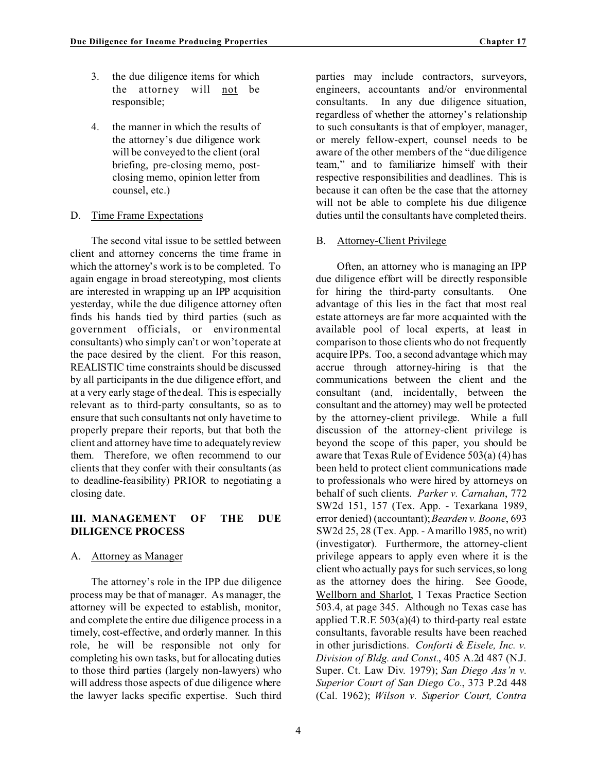3. the due diligence items for which the attorney will <u>not</u> be responsible;

4. the manner in which the results of the attorney's due diligence work will be conveyed to the client (oral briefing, pre-closing memo, post-closing memo, opinion letter from counsel, etc.)

D. <u>Time Frame Expectations</u>

The second vital issue to be settled between client and attorney concerns the time frame in which the attorney's work is to be completed. To again engage in broad stereotyping, most clients are interested in wrapping up an IPP acquisition yesterday, while the due diligence attorney often finds his hands tied by third parties (such as government officials, or environmental consultants) who simply can't or won't operate at the pace desired by the client. For this reason, REALISTIC time constraints should be discussed by all participants in the due diligence effort, and at a very early stage of the deal. This is especially relevant as to third-party consultants, so as to ensure that such consultants not only have time to properly prepare their reports, but that both the client and attorney have time to adequately review them. Therefore, we often recommend to our clients that they confer with their consultants (as to deadline-feasibility) PRIOR to negotiating a closing date.

## III. MANAGEMENT OF THE DUE DILIGENCE PROCESS

A. <u>Attorney as Manager</u>

The attorney's role in the IPP due diligence process may be that of manager. As manager, the attorney will be expected to establish, monitor, and complete the entire due diligence process in a timely, cost-effective, and orderly manner. In this role, he will be responsible not only for completing his own tasks, but for allocating duties to those third parties (largely non-lawyers) who will address those aspects of due diligence where the lawyer lacks specific expertise. Such third parties may include contractors, surveyors, engineers, accountants and/or environmental consultants. In any due diligence situation, regardless of whether the attorney's relationship to such consultants is that of employer, manager, or merely fellow-expert, counsel needs to be aware of the other members of the "due diligence team," and to familiarize himself with their respective responsibilities and deadlines. This is because it can often be the case that the attorney will not be able to complete his due diligence duties until the consultants have completed theirs.

B. <u>Attorney-Client Privilege</u>

Often, an attorney who is managing an IPP due diligence effort will be directly responsible for hiring the third-party consultants. One advantage of this lies in the fact that most real estate attorneys are far more acquainted with the available pool of local experts, at least in comparison to those clients who do not frequently acquire IPPs. Too, a second advantage which may accrue through attorney-hiring is that the communications between the client and the consultant (and, incidentally, between the consultant and the attorney) may well be protected by the attorney-client privilege. While a full discussion of the attorney-client privilege is beyond the scope of this paper, you should be aware that Texas Rule of Evidence 503(a) (4) has been held to protect client communications made to professionals who were hired by attorneys on behalf of such clients. *Parker v. Carnahan*, 772 SW2d 151, 157 (Tex. App. - Texarkana 1989, error denied) (accountant); *Bearden v. Boone*, 693 SW2d 25, 28 (Tex. App. - Amarillo 1985, no writ) (investigator). Furthermore, the attorney-client privilege appears to apply even where it is the client who actually pays for such services, so long as the attorney does the hiring. See <u>Goode, Wellborn and Sharlot</u>, 1 Texas Practice Section 503.4, at page 345. Although no Texas case has applied T.R.E 503(a)(4) to third-party real estate consultants, favorable results have been reached in other jurisdictions. *Conforti & Eisele, Inc. v. Division of Bldg. and Const.*, 405 A.2d 487 (N.J. Super. Ct. Law Div. 1979); *San Diego Ass'n v. Superior Court of San Diego Co.*, 373 P.2d 448 (Cal. 1962); *Wilson v. Superior Court, Contra*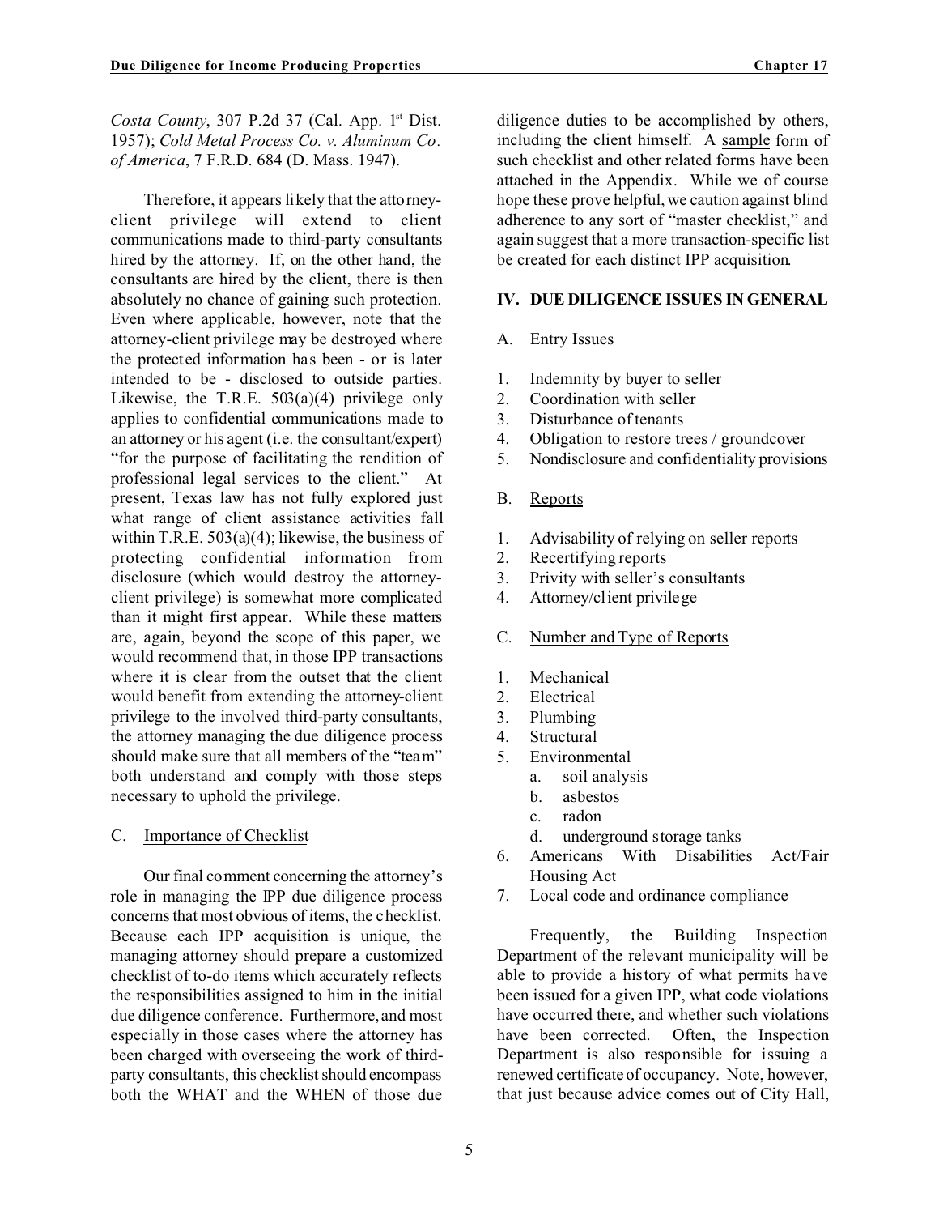*Costa County*, 307 P.2d 37 (Cal. App. 1st Dist. 1957); *Cold Metal Process Co. v. Aluminum Co. of America*, 7 F.R.D. 684 (D. Mass. 1947).

Therefore, it appears likely that the attorney-client privilege will extend to client communications made to third-party consultants hired by the attorney. If, on the other hand, the consultants are hired by the client, there is then absolutely no chance of gaining such protection. Even where applicable, however, note that the attorney-client privilege may be destroyed where the protected information has been - or is later intended to be - disclosed to outside parties. Likewise, the T.R.E. 503(a)(4) privilege only applies to confidential communications made to an attorney or his agent (i.e. the consultant/expert) "for the purpose of facilitating the rendition of professional legal services to the client." At present, Texas law has not fully explored just what range of client assistance activities fall within T.R.E. 503(a)(4); likewise, the business of protecting confidential information from disclosure (which would destroy the attorney-client privilege) is somewhat more complicated than it might first appear. While these matters are, again, beyond the scope of this paper, we would recommend that, in those IPP transactions where it is clear from the outset that the client would benefit from extending the attorney-client privilege to the involved third-party consultants, the attorney managing the due diligence process should make sure that all members of the "team" both understand and comply with those steps necessary to uphold the privilege.

### C. Importance of Checklist

Our final comment concerning the attorney's role in managing the IPP due diligence process concerns that most obvious of items, the checklist. Because each IPP acquisition is unique, the managing attorney should prepare a customized checklist of to-do items which accurately reflects the responsibilities assigned to him in the initial due diligence conference. Furthermore, and most especially in those cases where the attorney has been charged with overseeing the work of third-party consultants, this checklist should encompass both the WHAT and the WHEN of those due diligence duties to be accomplished by others, including the client himself. A sample form of such checklist and other related forms have been attached in the Appendix. While we of course hope these prove helpful, we caution against blind adherence to any sort of "master checklist," and again suggest that a more transaction-specific list be created for each distinct IPP acquisition.

## IV. DUE DILIGENCE ISSUES IN GENERAL

### A. Entry Issues

1. Indemnity by buyer to seller
2. Coordination with seller
3. Disturbance of tenants
4. Obligation to restore trees / groundcover
5. Nondisclosure and confidentiality provisions

### B. Reports

1. Advisability of relying on seller reports
2. Recertifying reports
3. Privity with seller's consultants
4. Attorney/client privilege

### C. Number and Type of Reports

1. Mechanical
2. Electrical
3. Plumbing
4. Structural
5. Environmental
   a. soil analysis
   b. asbestos
   c. radon
   d. underground storage tanks
6. Americans With Disabilities Act/Fair Housing Act
7. Local code and ordinance compliance

Frequently, the Building Inspection Department of the relevant municipality will be able to provide a history of what permits have been issued for a given IPP, what code violations have occurred there, and whether such violations have been corrected. Often, the Inspection Department is also responsible for issuing a renewed certificate of occupancy. Note, however, that just because advice comes out of City Hall,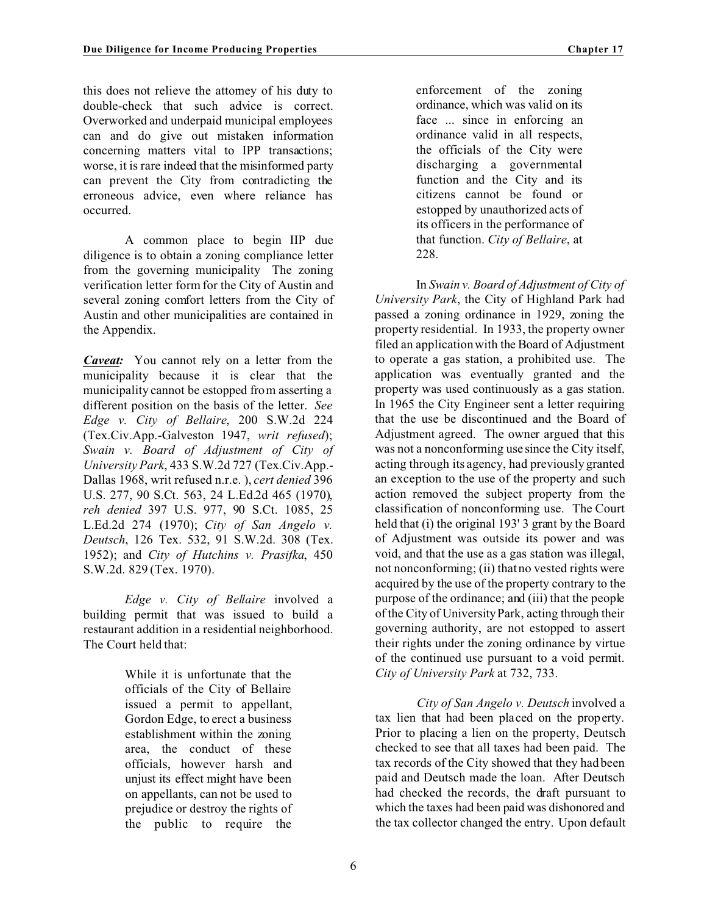this does not relieve the attorney of his duty to double-check that such advice is correct. Overworked and underpaid municipal employees can and do give out mistaken information concerning matters vital to IPP transactions; worse, it is rare indeed that the misinformed party can prevent the City from contradicting the erroneous advice, even where reliance has occurred.

A common place to begin IIP due diligence is to obtain a zoning compliance letter from the governing municipality The zoning verification letter form for the City of Austin and several zoning comfort letters from the City of Austin and other municipalities are contained in the Appendix.

***Caveat:*** You cannot rely on a letter from the municipality because it is clear that the municipality cannot be estopped from asserting a different position on the basis of the letter. *See Edge v. City of Bellaire*, 200 S.W.2d 224 (Tex.Civ.App.-Galveston 1947, *writ refused*); *Swain v. Board of Adjustment of City of University Park*, 433 S.W.2d 727 (Tex.Civ.App.-Dallas 1968, writ refused n.r.e. ), *cert denied* 396 U.S. 277, 90 S.Ct. 563, 24 L.Ed.2d 465 (1970), *reh denied* 397 U.S. 977, 90 S.Ct. 1085, 25 L.Ed.2d 274 (1970); *City of San Angelo v. Deutsch*, 126 Tex. 532, 91 S.W.2d. 308 (Tex. 1952); and *City of Hutchins v. Prasifka*, 450 S.W.2d. 829 (Tex. 1970).

*Edge v. City of Bellaire* involved a building permit that was issued to build a restaurant addition in a residential neighborhood. The Court held that:

> While it is unfortunate that the officials of the City of Bellaire issued a permit to appellant, Gordon Edge, to erect a business establishment within the zoning area, the conduct of these officials, however harsh and unjust its effect might have been on appellants, can not be used to prejudice or destroy the rights of the public to require the enforcement of the zoning ordinance, which was valid on its face ... since in enforcing an ordinance valid in all respects, the officials of the City were discharging a governmental function and the City and its citizens cannot be found or estopped by unauthorized acts of its officers in the performance of that function. *City of Bellaire*, at 228.

In *Swain v. Board of Adjustment of City of University Park*, the City of Highland Park had passed a zoning ordinance in 1929, zoning the property residential. In 1933, the property owner filed an application with the Board of Adjustment to operate a gas station, a prohibited use. The application was eventually granted and the property was used continuously as a gas station. In 1965 the City Engineer sent a letter requiring that the use be discontinued and the Board of Adjustment agreed. The owner argued that this was not a nonconforming use since the City itself, acting through its agency, had previously granted an exception to the use of the property and such action removed the subject property from the classification of nonconforming use. The Court held that (i) the original 193' 3 grant by the Board of Adjustment was outside its power and was void, and that the use as a gas station was illegal, not nonconforming; (ii) that no vested rights were acquired by the use of the property contrary to the purpose of the ordinance; and (iii) that the people of the City of University Park, acting through their governing authority, are not estopped to assert their rights under the zoning ordinance by virtue of the continued use pursuant to a void permit. *City of University Park* at 732, 733.

*City of San Angelo v. Deutsch* involved a tax lien that had been placed on the property. Prior to placing a lien on the property, Deutsch checked to see that all taxes had been paid. The tax records of the City showed that they had been paid and Deutsch made the loan. After Deutsch had checked the records, the draft pursuant to which the taxes had been paid was dishonored and the tax collector changed the entry. Upon default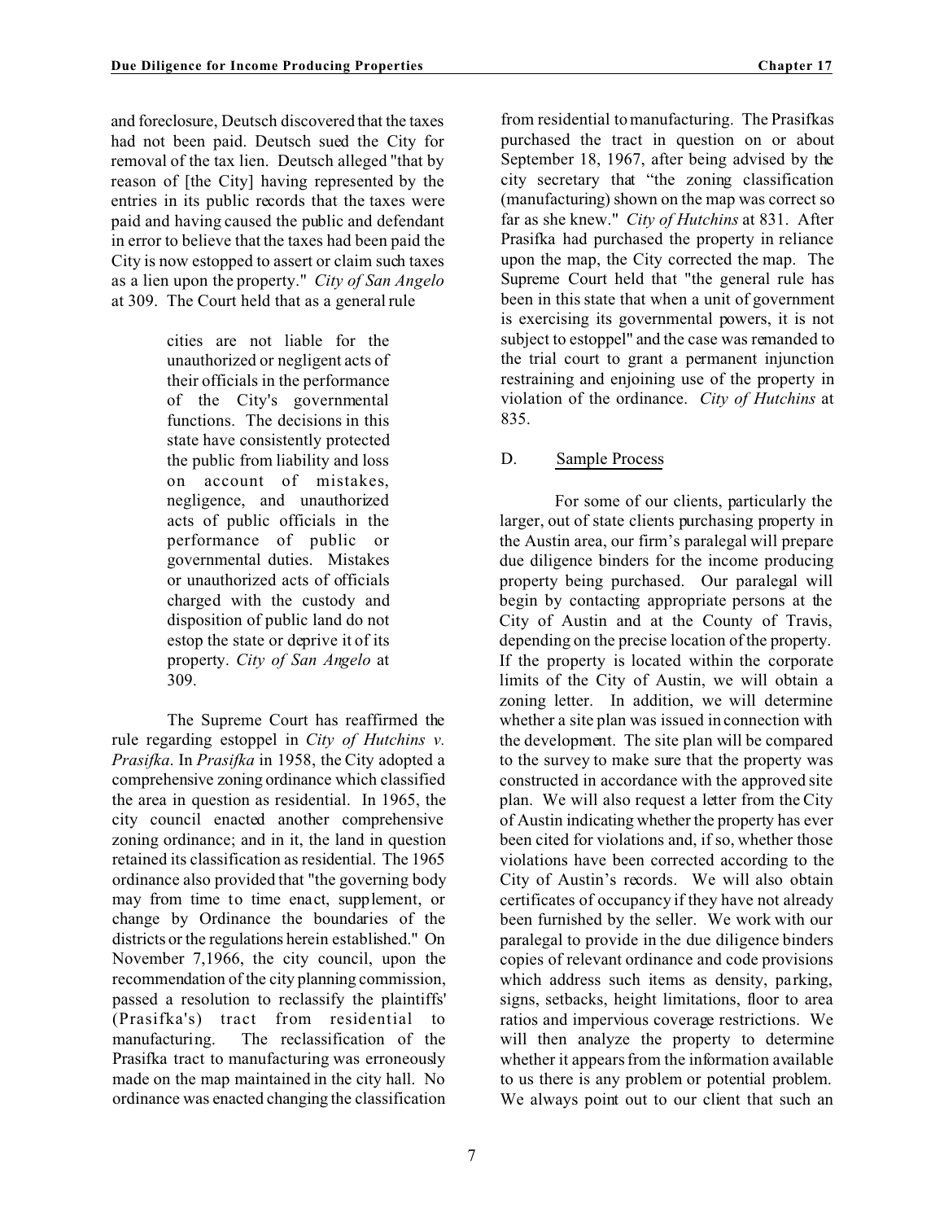and foreclosure, Deutsch discovered that the taxes had not been paid. Deutsch sued the City for removal of the tax lien. Deutsch alleged "that by reason of [the City] having represented by the entries in its public records that the taxes were paid and having caused the public and defendant in error to believe that the taxes had been paid the City is now estopped to assert or claim such taxes as a lien upon the property." *City of San Angelo* at 309. The Court held that as a general rule

> cities are not liable for the unauthorized or negligent acts of their officials in the performance of the City's governmental functions. The decisions in this state have consistently protected the public from liability and loss on account of mistakes, negligence, and unauthorized acts of public officials in the performance of public or governmental duties. Mistakes or unauthorized acts of officials charged with the custody and disposition of public land do not estop the state or deprive it of its property. *City of San Angelo* at 309.

The Supreme Court has reaffirmed the rule regarding estoppel in *City of Hutchins v. Prasifka*. In *Prasifka* in 1958, the City adopted a comprehensive zoning ordinance which classified the area in question as residential. In 1965, the city council enacted another comprehensive zoning ordinance; and in it, the land in question retained its classification as residential. The 1965 ordinance also provided that "the governing body may from time to time enact, supplement, or change by Ordinance the boundaries of the districts or the regulations herein established." On November 7,1966, the city council, upon the recommendation of the city planning commission, passed a resolution to reclassify the plaintiffs' (Prasifka's) tract from residential to manufacturing. The reclassification of the Prasifka tract to manufacturing was erroneously made on the map maintained in the city hall. No ordinance was enacted changing the classification from residential to manufacturing. The Prasifkas purchased the tract in question on or about September 18, 1967, after being advised by the city secretary that "the zoning classification (manufacturing) shown on the map was correct so far as she knew." *City of Hutchins* at 831. After Prasifka had purchased the property in reliance upon the map, the City corrected the map. The Supreme Court held that "the general rule has been in this state that when a unit of government is exercising its governmental powers, it is not subject to estoppel" and the case was remanded to the trial court to grant a permanent injunction restraining and enjoining use of the property in violation of the ordinance. *City of Hutchins* at 835.

### D. Sample Process

For some of our clients, particularly the larger, out of state clients purchasing property in the Austin area, our firm's paralegal will prepare due diligence binders for the income producing property being purchased. Our paralegal will begin by contacting appropriate persons at the City of Austin and at the County of Travis, depending on the precise location of the property. If the property is located within the corporate limits of the City of Austin, we will obtain a zoning letter. In addition, we will determine whether a site plan was issued in connection with the development. The site plan will be compared to the survey to make sure that the property was constructed in accordance with the approved site plan. We will also request a letter from the City of Austin indicating whether the property has ever been cited for violations and, if so, whether those violations have been corrected according to the City of Austin's records. We will also obtain certificates of occupancy if they have not already been furnished by the seller. We work with our paralegal to provide in the due diligence binders copies of relevant ordinance and code provisions which address such items as density, parking, signs, setbacks, height limitations, floor to area ratios and impervious coverage restrictions. We will then analyze the property to determine whether it appears from the information available to us there is any problem or potential problem. We always point out to our client that such an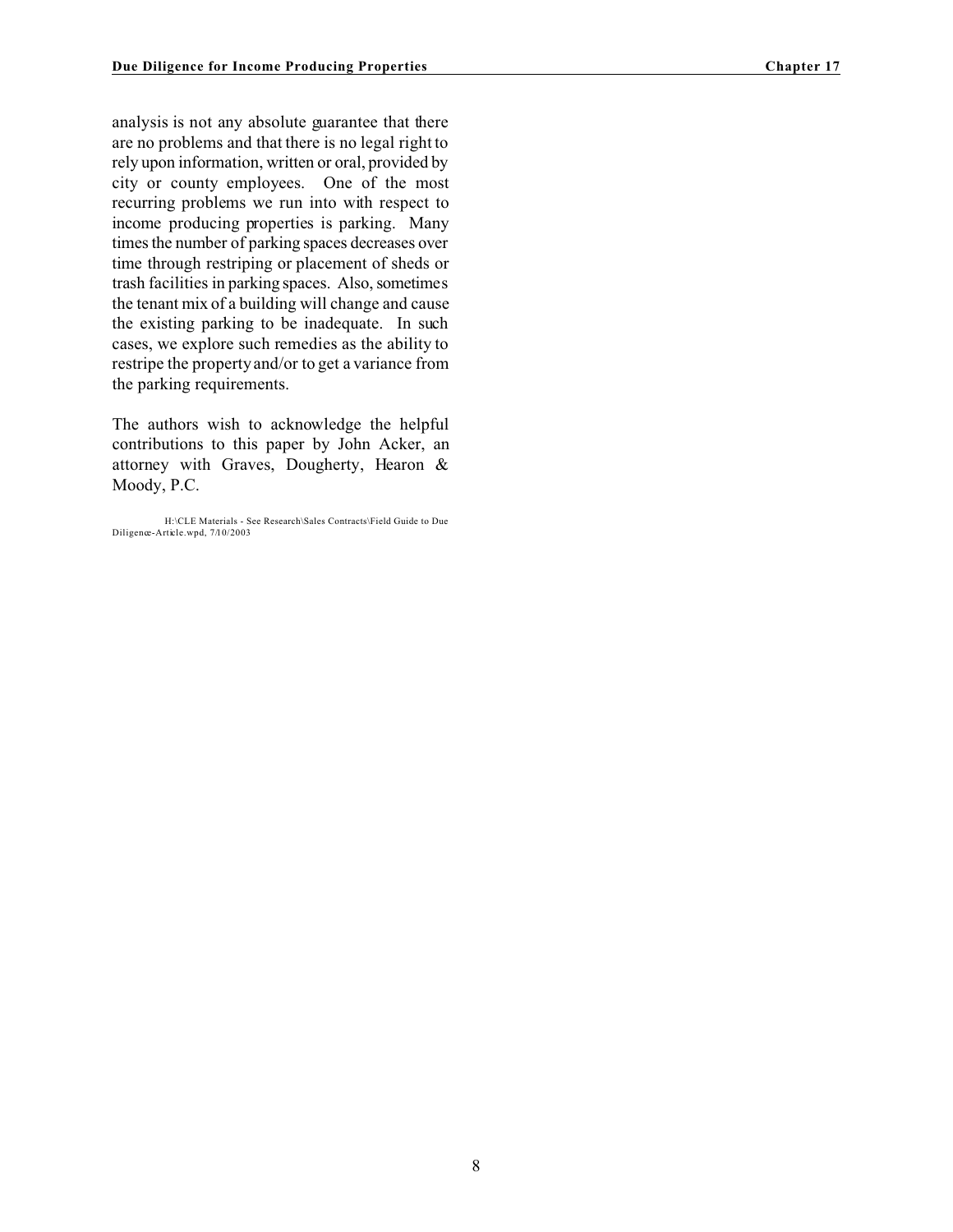analysis is not any absolute guarantee that there are no problems and that there is no legal right to rely upon information, written or oral, provided by city or county employees. One of the most recurring problems we run into with respect to income producing properties is parking. Many times the number of parking spaces decreases over time through restriping or placement of sheds or trash facilities in parking spaces. Also, sometimes the tenant mix of a building will change and cause the existing parking to be inadequate. In such cases, we explore such remedies as the ability to restripe the property and/or to get a variance from the parking requirements.

The authors wish to acknowledge the helpful contributions to this paper by John Acker, an attorney with Graves, Dougherty, Hearon & Moody, P.C.

H:\CLE Materials - See Research\Sales Contracts\Field Guide to Due Diligence-Article.wpd, 7/10/2003